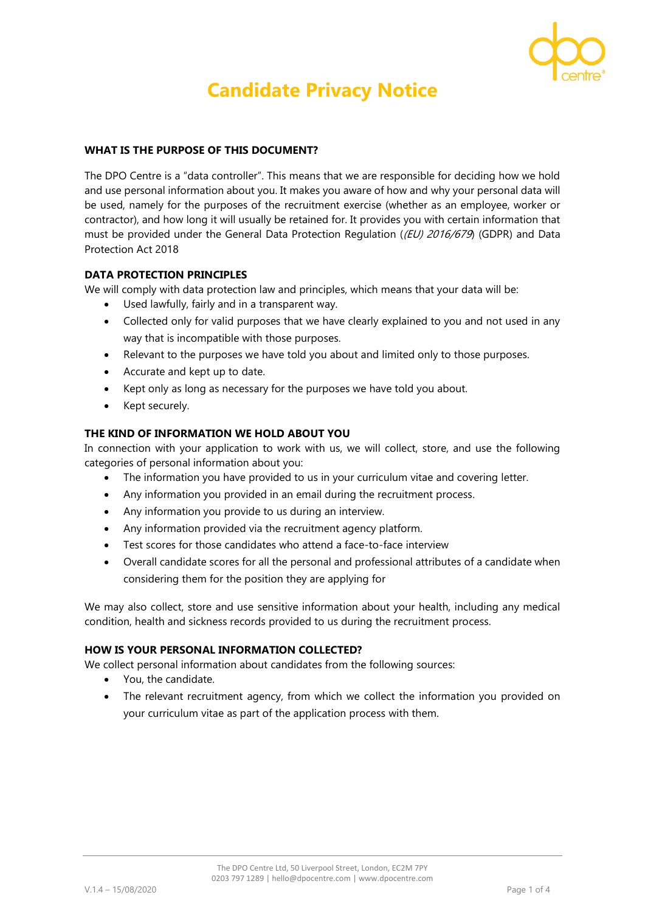# Candidate Privacy Notice

**WHAT IS THE PURPOSE OF THIS DOCUMENT?**

The DPO Centre is a "data controller". This means that we are responsible for deciding how we hold and use personal information about you. It makes you aware of how and why your personal data will be used, namely for the purposes of the recruitment exercise (whether as an employee, worker or contractor), and how long it will usually be retained for. It provides you with certain information that must be provided under the General Data Protection Regulation (*(EU) 2016/679*) (GDPR) and Data Protection Act 2018

**DATA PROTECTION PRINCIPLES**

We will comply with data protection law and principles, which means that your data will be:

- Used lawfully, fairly and in a transparent way.
- Collected only for valid purposes that we have clearly explained to you and not used in any way that is incompatible with those purposes.
- Relevant to the purposes we have told you about and limited only to those purposes.
- Accurate and kept up to date.
- Kept only as long as necessary for the purposes we have told you about.
- Kept securely.

**THE KIND OF INFORMATION WE HOLD ABOUT YOU**

In connection with your application to work with us, we will collect, store, and use the following categories of personal information about you:

- The information you have provided to us in your curriculum vitae and covering letter.
- Any information you provided in an email during the recruitment process.
- Any information you provide to us during an interview.
- Any information provided via the recruitment agency platform.
- Test scores for those candidates who attend a face-to-face interview
- Overall candidate scores for all the personal and professional attributes of a candidate when considering them for the position they are applying for

We may also collect, store and use sensitive information about your health, including any medical condition, health and sickness records provided to us during the recruitment process.

**HOW IS YOUR PERSONAL INFORMATION COLLECTED?**

We collect personal information about candidates from the following sources:

- You, the candidate.
- The relevant recruitment agency, from which we collect the information you provided on your curriculum vitae as part of the application process with them.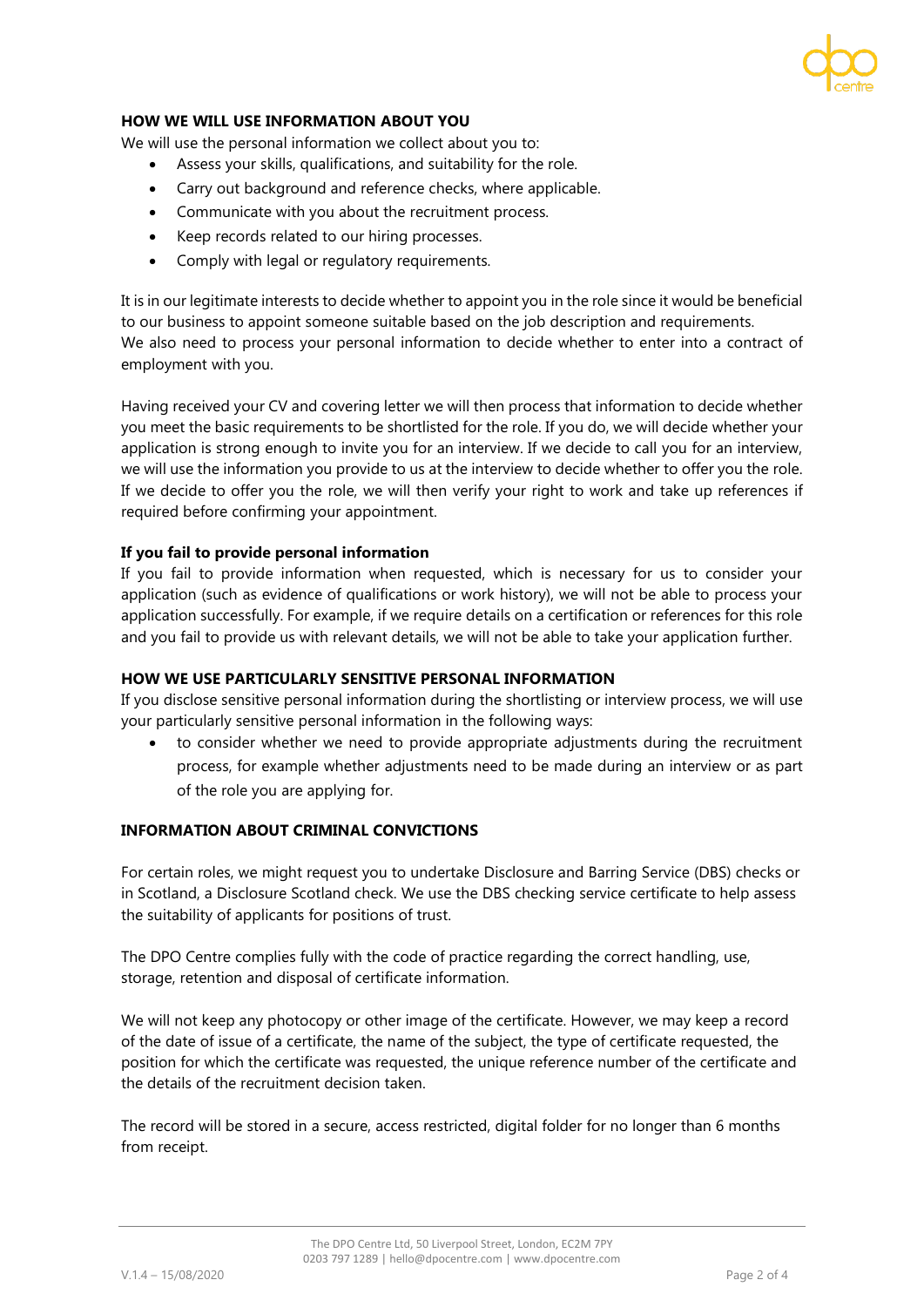## HOW WE WILL USE INFORMATION ABOUT YOU

We will use the personal information we collect about you to:

- Assess your skills, qualifications, and suitability for the role.
- Carry out background and reference checks, where applicable.
- Communicate with you about the recruitment process.
- Keep records related to our hiring processes.
- Comply with legal or regulatory requirements.

It is in our legitimate interests to decide whether to appoint you in the role since it would be beneficial to our business to appoint someone suitable based on the job description and requirements.
We also need to process your personal information to decide whether to enter into a contract of employment with you.

Having received your CV and covering letter we will then process that information to decide whether you meet the basic requirements to be shortlisted for the role. If you do, we will decide whether your application is strong enough to invite you for an interview. If we decide to call you for an interview, we will use the information you provide to us at the interview to decide whether to offer you the role. If we decide to offer you the role, we will then verify your right to work and take up references if required before confirming your appointment.

### If you fail to provide personal information

If you fail to provide information when requested, which is necessary for us to consider your application (such as evidence of qualifications or work history), we will not be able to process your application successfully. For example, if we require details on a certification or references for this role and you fail to provide us with relevant details, we will not be able to take your application further.

## HOW WE USE PARTICULARLY SENSITIVE PERSONAL INFORMATION

If you disclose sensitive personal information during the shortlisting or interview process, we will use your particularly sensitive personal information in the following ways:

- to consider whether we need to provide appropriate adjustments during the recruitment process, for example whether adjustments need to be made during an interview or as part of the role you are applying for.

## INFORMATION ABOUT CRIMINAL CONVICTIONS

For certain roles, we might request you to undertake Disclosure and Barring Service (DBS) checks or in Scotland, a Disclosure Scotland check. We use the DBS checking service certificate to help assess the suitability of applicants for positions of trust.

The DPO Centre complies fully with the code of practice regarding the correct handling, use, storage, retention and disposal of certificate information.

We will not keep any photocopy or other image of the certificate. However, we may keep a record of the date of issue of a certificate, the name of the subject, the type of certificate requested, the position for which the certificate was requested, the unique reference number of the certificate and the details of the recruitment decision taken.

The record will be stored in a secure, access restricted, digital folder for no longer than 6 months from receipt.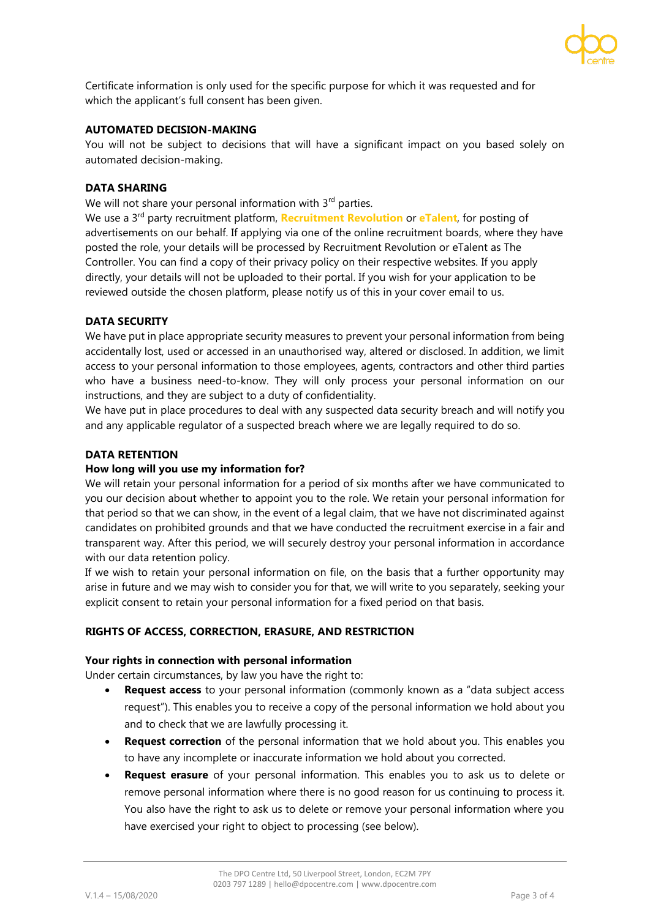Certificate information is only used for the specific purpose for which it was requested and for which the applicant's full consent has been given.

## AUTOMATED DECISION-MAKING

You will not be subject to decisions that will have a significant impact on you based solely on automated decision-making.

## DATA SHARING

We will not share your personal information with 3rd parties.

We use a 3rd party recruitment platform, **Recruitment Revolution** or **eTalent**, for posting of advertisements on our behalf. If applying via one of the online recruitment boards, where they have posted the role, your details will be processed by Recruitment Revolution or eTalent as The Controller. You can find a copy of their privacy policy on their respective websites. If you apply directly, your details will not be uploaded to their portal. If you wish for your application to be reviewed outside the chosen platform, please notify us of this in your cover email to us.

## DATA SECURITY

We have put in place appropriate security measures to prevent your personal information from being accidentally lost, used or accessed in an unauthorised way, altered or disclosed. In addition, we limit access to your personal information to those employees, agents, contractors and other third parties who have a business need-to-know. They will only process your personal information on our instructions, and they are subject to a duty of confidentiality.

We have put in place procedures to deal with any suspected data security breach and will notify you and any applicable regulator of a suspected breach where we are legally required to do so.

## DATA RETENTION

### How long will you use my information for?

We will retain your personal information for a period of six months after we have communicated to you our decision about whether to appoint you to the role. We retain your personal information for that period so that we can show, in the event of a legal claim, that we have not discriminated against candidates on prohibited grounds and that we have conducted the recruitment exercise in a fair and transparent way. After this period, we will securely destroy your personal information in accordance with our data retention policy.

If we wish to retain your personal information on file, on the basis that a further opportunity may arise in future and we may wish to consider you for that, we will write to you separately, seeking your explicit consent to retain your personal information for a fixed period on that basis.

## RIGHTS OF ACCESS, CORRECTION, ERASURE, AND RESTRICTION

### Your rights in connection with personal information

Under certain circumstances, by law you have the right to:

- **Request access** to your personal information (commonly known as a "data subject access request"). This enables you to receive a copy of the personal information we hold about you and to check that we are lawfully processing it.
- **Request correction** of the personal information that we hold about you. This enables you to have any incomplete or inaccurate information we hold about you corrected.
- **Request erasure** of your personal information. This enables you to ask us to delete or remove personal information where there is no good reason for us continuing to process it. You also have the right to ask us to delete or remove your personal information where you have exercised your right to object to processing (see below).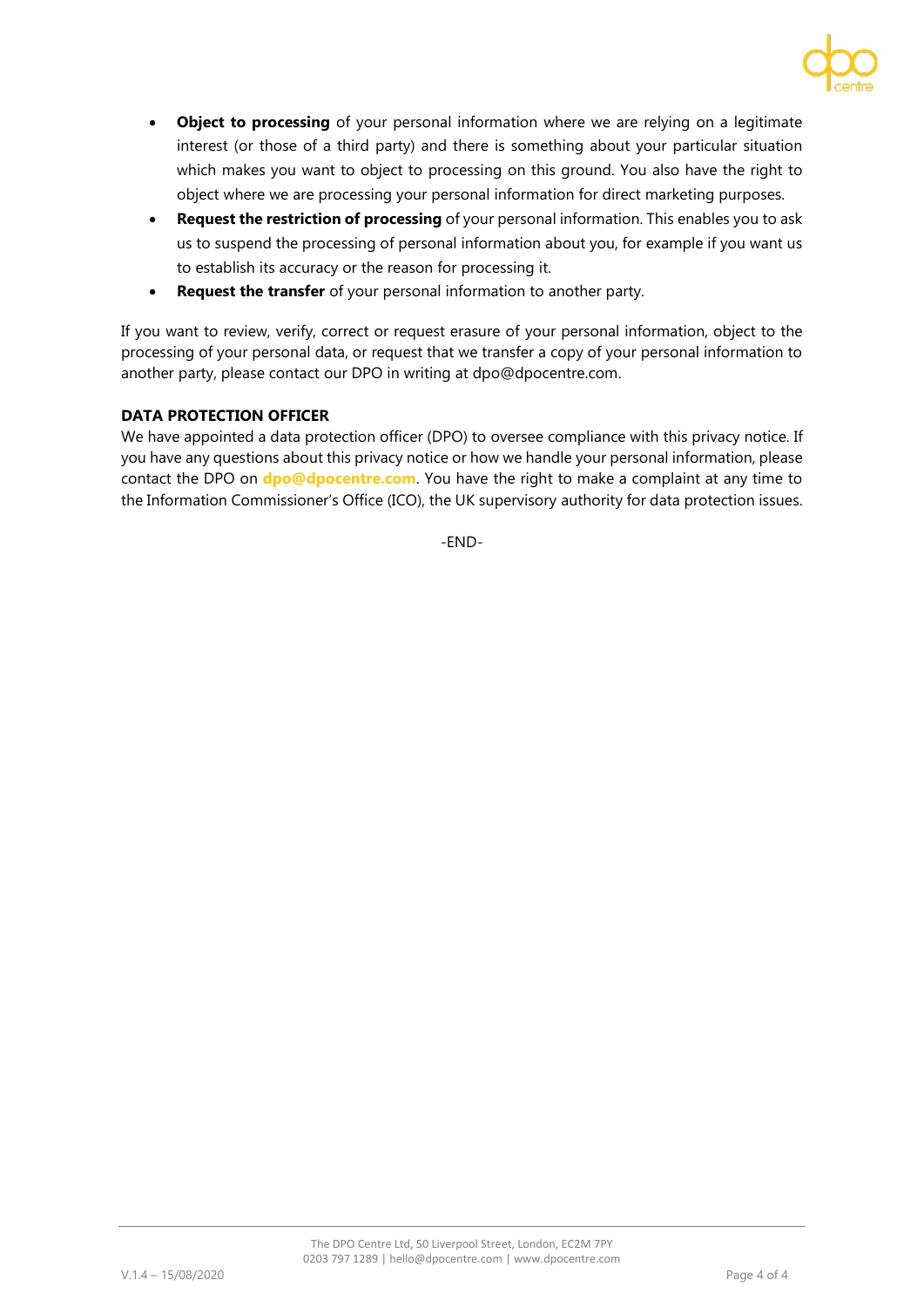- **Object to processing** of your personal information where we are relying on a legitimate interest (or those of a third party) and there is something about your particular situation which makes you want to object to processing on this ground. You also have the right to object where we are processing your personal information for direct marketing purposes.
- **Request the restriction of processing** of your personal information. This enables you to ask us to suspend the processing of personal information about you, for example if you want us to establish its accuracy or the reason for processing it.
- **Request the transfer** of your personal information to another party.

If you want to review, verify, correct or request erasure of your personal information, object to the processing of your personal data, or request that we transfer a copy of your personal information to another party, please contact our DPO in writing at dpo@dpocentre.com.

**DATA PROTECTION OFFICER**

We have appointed a data protection officer (DPO) to oversee compliance with this privacy notice. If you have any questions about this privacy notice or how we handle your personal information, please contact the DPO on **dpo@dpocentre.com**. You have the right to make a complaint at any time to the Information Commissioner's Office (ICO), the UK supervisory authority for data protection issues.

-END-